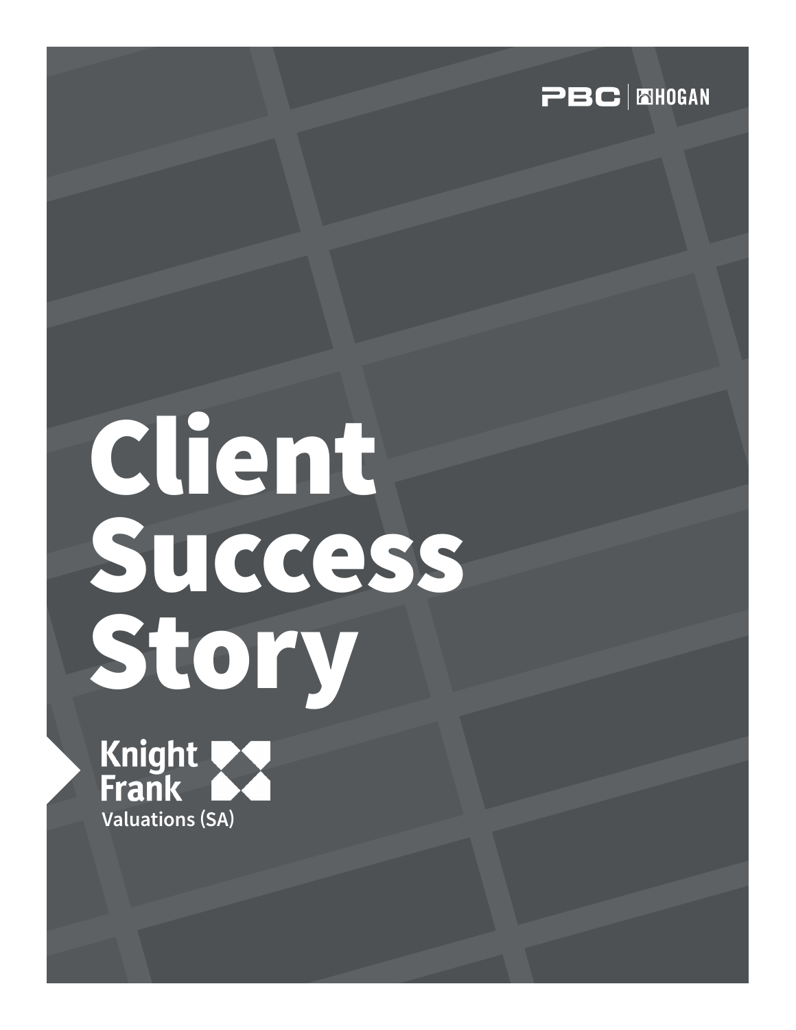PBC | HOGAN

# Client Success Story

Knight Frank

Valuations (SA)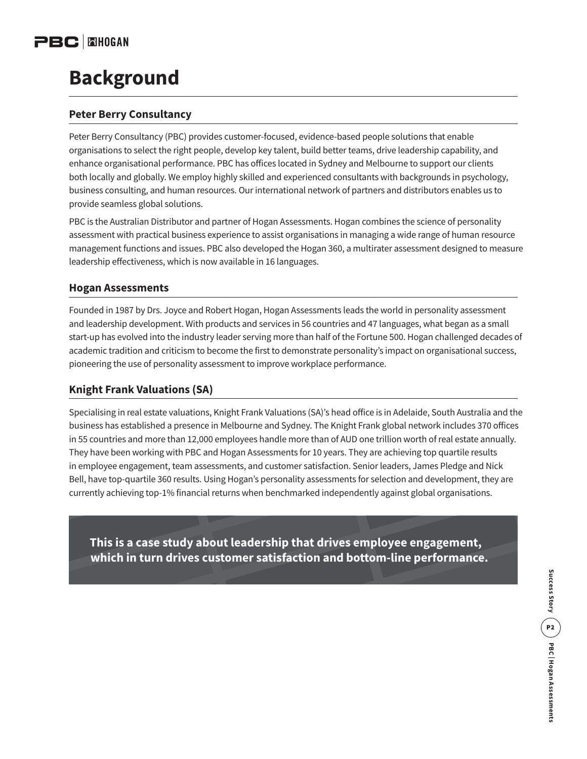# Background

## Peter Berry Consultancy

Peter Berry Consultancy (PBC) provides customer-focused, evidence-based people solutions that enable organisations to select the right people, develop key talent, build better teams, drive leadership capability, and enhance organisational performance. PBC has offices located in Sydney and Melbourne to support our clients both locally and globally. We employ highly skilled and experienced consultants with backgrounds in psychology, business consulting, and human resources. Our international network of partners and distributors enables us to provide seamless global solutions.

PBC is the Australian Distributor and partner of Hogan Assessments. Hogan combines the science of personality assessment with practical business experience to assist organisations in managing a wide range of human resource management functions and issues. PBC also developed the Hogan 360, a multirater assessment designed to measure leadership effectiveness, which is now available in 16 languages.

## Hogan Assessments

Founded in 1987 by Drs. Joyce and Robert Hogan, Hogan Assessments leads the world in personality assessment and leadership development. With products and services in 56 countries and 47 languages, what began as a small start-up has evolved into the industry leader serving more than half of the Fortune 500. Hogan challenged decades of academic tradition and criticism to become the first to demonstrate personality's impact on organisational success, pioneering the use of personality assessment to improve workplace performance.

## Knight Frank Valuations (SA)

Specialising in real estate valuations, Knight Frank Valuations (SA)'s head office is in Adelaide, South Australia and the business has established a presence in Melbourne and Sydney. The Knight Frank global network includes 370 offices in 55 countries and more than 12,000 employees handle more than of AUD one trillion worth of real estate annually. They have been working with PBC and Hogan Assessments for 10 years. They are achieving top quartile results in employee engagement, team assessments, and customer satisfaction. Senior leaders, James Pledge and Nick Bell, have top-quartile 360 results. Using Hogan's personality assessments for selection and development, they are currently achieving top-1% financial returns when benchmarked independently against global organisations.

**This is a case study about leadership that drives employee engagement, which in turn drives customer satisfaction and bottom-line performance.**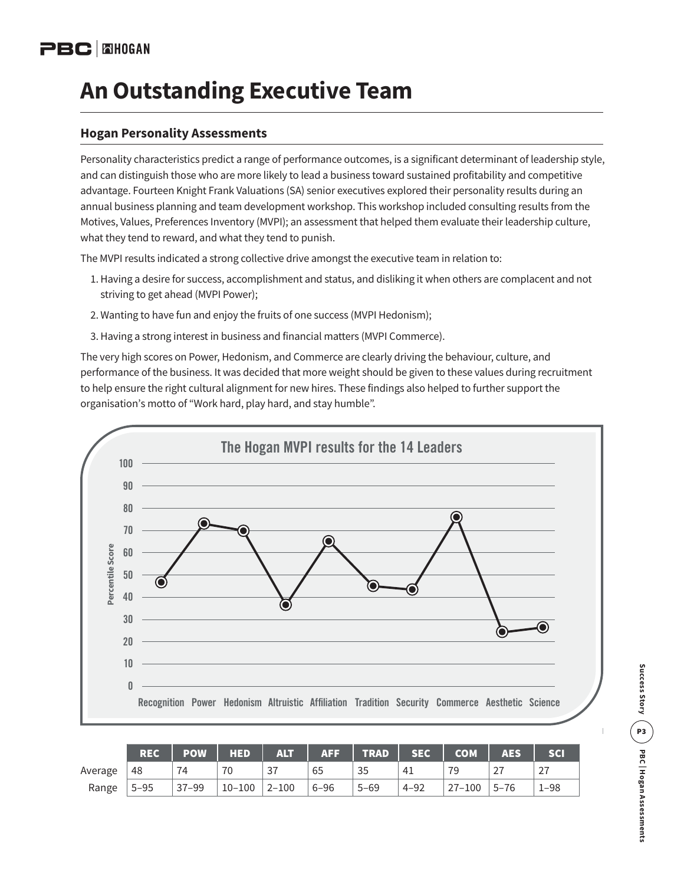# An Outstanding Executive Team

## Hogan Personality Assessments

Personality characteristics predict a range of performance outcomes, is a significant determinant of leadership style, and can distinguish those who are more likely to lead a business toward sustained profitability and competitive advantage. Fourteen Knight Frank Valuations (SA) senior executives explored their personality results during an annual business planning and team development workshop. This workshop included consulting results from the Motives, Values, Preferences Inventory (MVPI); an assessment that helped them evaluate their leadership culture, what they tend to reward, and what they tend to punish.

The MVPI results indicated a strong collective drive amongst the executive team in relation to:

1. Having a desire for success, accomplishment and status, and disliking it when others are complacent and not striving to get ahead (MVPI Power);
2. Wanting to have fun and enjoy the fruits of one success (MVPI Hedonism);
3. Having a strong interest in business and financial matters (MVPI Commerce).

The very high scores on Power, Hedonism, and Commerce are clearly driving the behaviour, culture, and performance of the business. It was decided that more weight should be given to these values during recruitment to help ensure the right cultural alignment for new hires. These findings also helped to further support the organisation's motto of "Work hard, play hard, and stay humble".

The Hogan MVPI results for the 14 Leaders

| | REC | POW | HED | ALT | AFF | TRAD | SEC | COM | AES | SCI |
|---|---|---|---|---|---|---|---|---|---|---|
| Average | 48 | 74 | 70 | 37 | 65 | 35 | 41 | 79 | 27 | 27 |
| Range | 5–95 | 37–99 | 10–100 | 2–100 | 6–96 | 5–69 | 4–92 | 27–100 | 5–76 | 1–98 |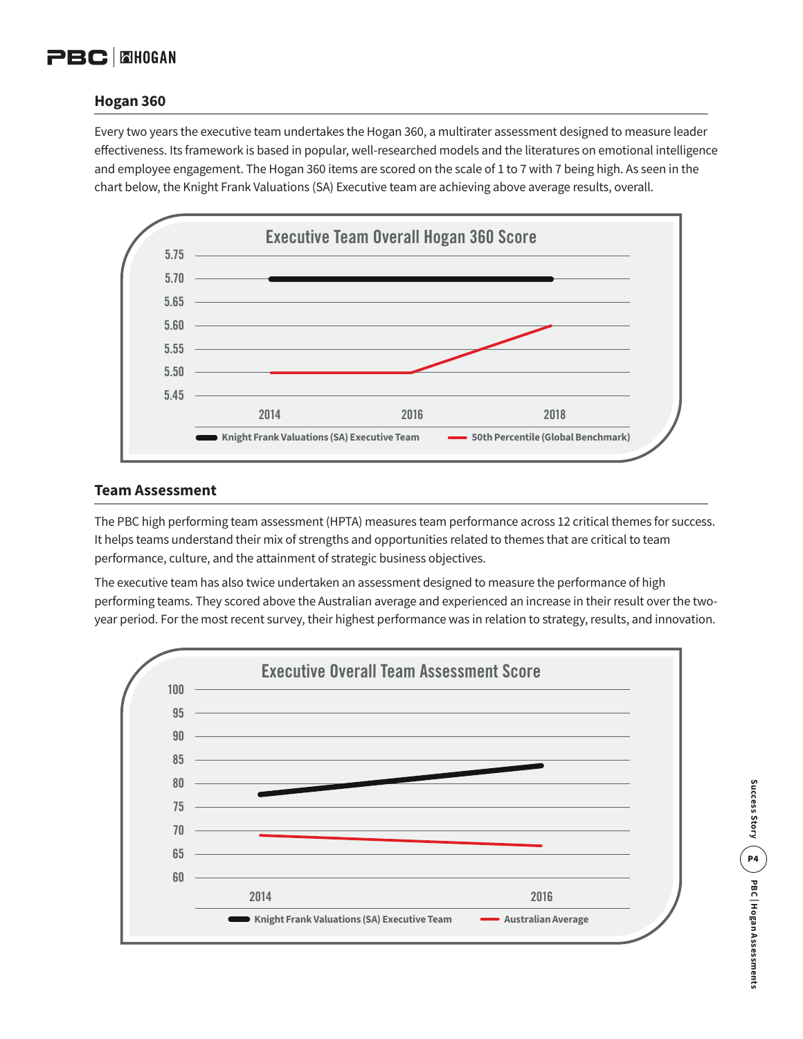## Hogan 360

Every two years the executive team undertakes the Hogan 360, a multirater assessment designed to measure leader effectiveness. Its framework is based in popular, well-researched models and the literatures on emotional intelligence and employee engagement. The Hogan 360 items are scored on the scale of 1 to 7 with 7 being high. As seen in the chart below, the Knight Frank Valuations (SA) Executive team are achieving above average results, overall.

**Executive Team Overall Hogan 360 Score**

| Year | Knight Frank Valuations (SA) Executive Team | 50th Percentile (Global Benchmark) |
|---|---|---|
| 2014 | 5.70 | 5.50 |
| 2016 | 5.70 | 5.50 |
| 2018 | 5.70 | 5.60 |

## Team Assessment

The PBC high performing team assessment (HPTA) measures team performance across 12 critical themes for success. It helps teams understand their mix of strengths and opportunities related to themes that are critical to team performance, culture, and the attainment of strategic business objectives.

The executive team has also twice undertaken an assessment designed to measure the performance of high performing teams. They scored above the Australian average and experienced an increase in their result over the two-year period. For the most recent survey, their highest performance was in relation to strategy, results, and innovation.

**Executive Overall Team Assessment Score**

| Year | Knight Frank Valuations (SA) Executive Team | Australian Average |
|---|---|---|
| 2014 | ~78 | ~69 |
| 2016 | ~84 | ~67 |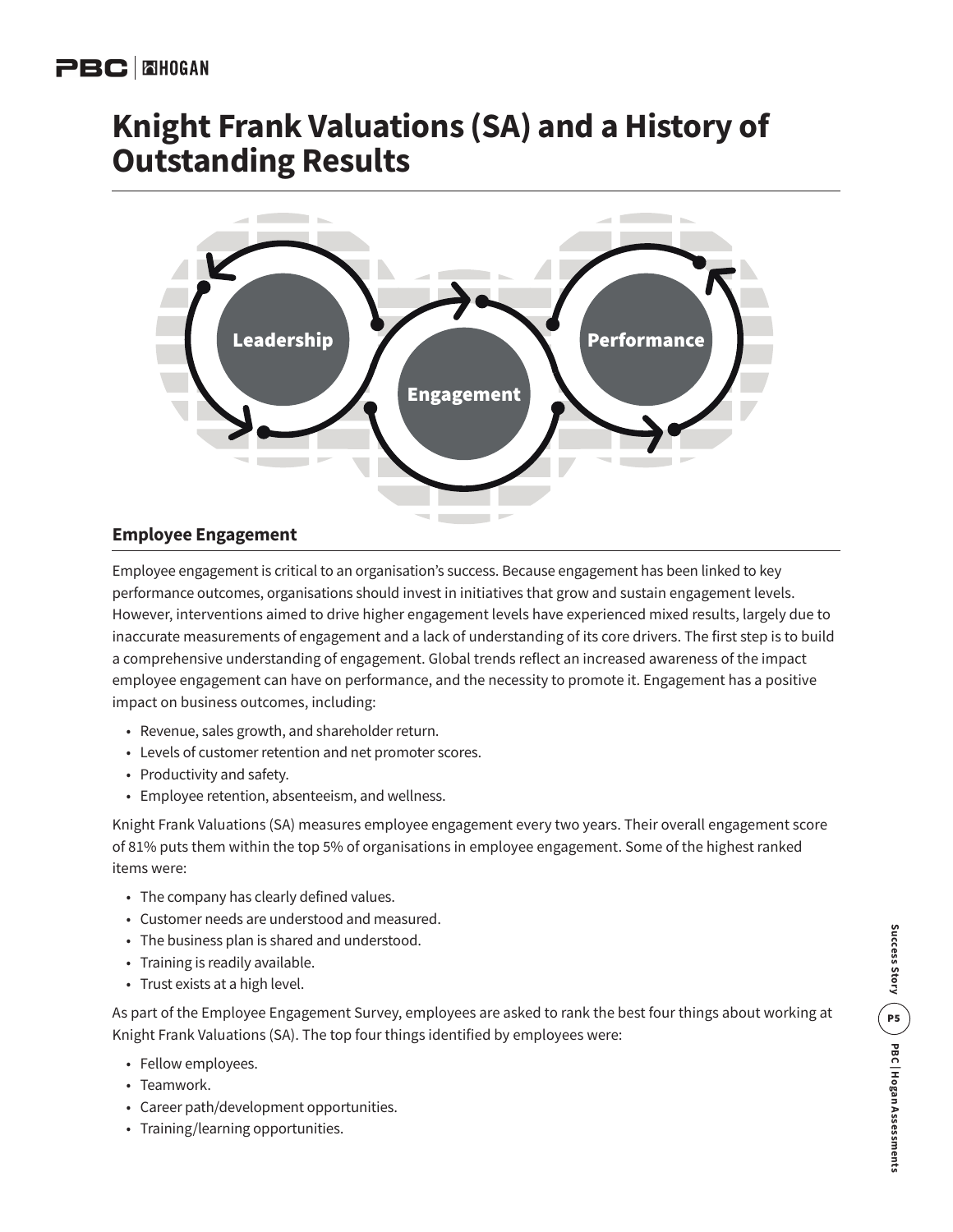# Knight Frank Valuations (SA) and a History of Outstanding Results

Leadership

Engagement

Performance

## Employee Engagement

Employee engagement is critical to an organisation's success. Because engagement has been linked to key performance outcomes, organisations should invest in initiatives that grow and sustain engagement levels. However, interventions aimed to drive higher engagement levels have experienced mixed results, largely due to inaccurate measurements of engagement and a lack of understanding of its core drivers. The first step is to build a comprehensive understanding of engagement. Global trends reflect an increased awareness of the impact employee engagement can have on performance, and the necessity to promote it. Engagement has a positive impact on business outcomes, including:

- Revenue, sales growth, and shareholder return.
- Levels of customer retention and net promoter scores.
- Productivity and safety.
- Employee retention, absenteeism, and wellness.

Knight Frank Valuations (SA) measures employee engagement every two years. Their overall engagement score of 81% puts them within the top 5% of organisations in employee engagement. Some of the highest ranked items were:

- The company has clearly defined values.
- Customer needs are understood and measured.
- The business plan is shared and understood.
- Training is readily available.
- Trust exists at a high level.

As part of the Employee Engagement Survey, employees are asked to rank the best four things about working at Knight Frank Valuations (SA). The top four things identified by employees were:

- Fellow employees.
- Teamwork.
- Career path/development opportunities.
- Training/learning opportunities.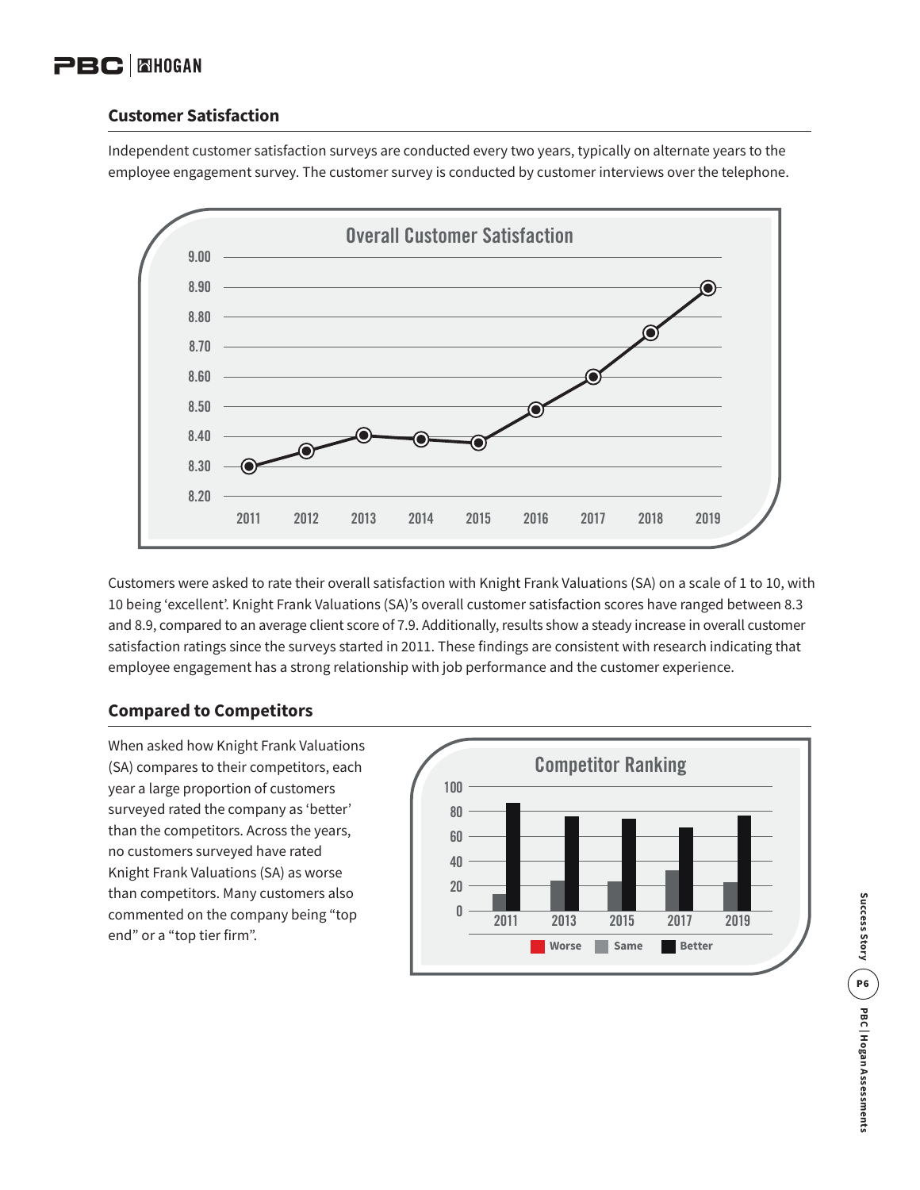## Customer Satisfaction

Independent customer satisfaction surveys are conducted every two years, typically on alternate years to the employee engagement survey. The customer survey is conducted by customer interviews over the telephone.

Customers were asked to rate their overall satisfaction with Knight Frank Valuations (SA) on a scale of 1 to 10, with 10 being 'excellent'. Knight Frank Valuations (SA)'s overall customer satisfaction scores have ranged between 8.3 and 8.9, compared to an average client score of 7.9. Additionally, results show a steady increase in overall customer satisfaction ratings since the surveys started in 2011. These findings are consistent with research indicating that employee engagement has a strong relationship with job performance and the customer experience.

## Compared to Competitors

When asked how Knight Frank Valuations (SA) compares to their competitors, each year a large proportion of customers surveyed rated the company as 'better' than the competitors. Across the years, no customers surveyed have rated Knight Frank Valuations (SA) as worse than competitors. Many customers also commented on the company being "top end" or a "top tier firm".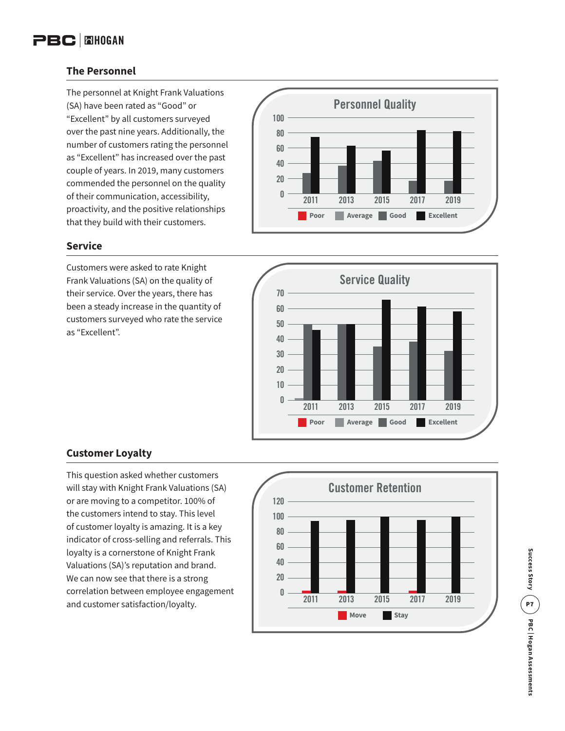## The Personnel

The personnel at Knight Frank Valuations (SA) have been rated as "Good" or "Excellent" by all customers surveyed over the past nine years. Additionally, the number of customers rating the personnel as "Excellent" has increased over the past couple of years. In 2019, many customers commended the personnel on the quality of their communication, accessibility, proactivity, and the positive relationships that they build with their customers.

## Service

Customers were asked to rate Knight Frank Valuations (SA) on the quality of their service. Over the years, there has been a steady increase in the quantity of customers surveyed who rate the service as "Excellent".

## Customer Loyalty

This question asked whether customers will stay with Knight Frank Valuations (SA) or are moving to a competitor. 100% of the customers intend to stay. This level of customer loyalty is amazing. It is a key indicator of cross-selling and referrals. This loyalty is a cornerstone of Knight Frank Valuations (SA)'s reputation and brand. We can now see that there is a strong correlation between employee engagement and customer satisfaction/loyalty.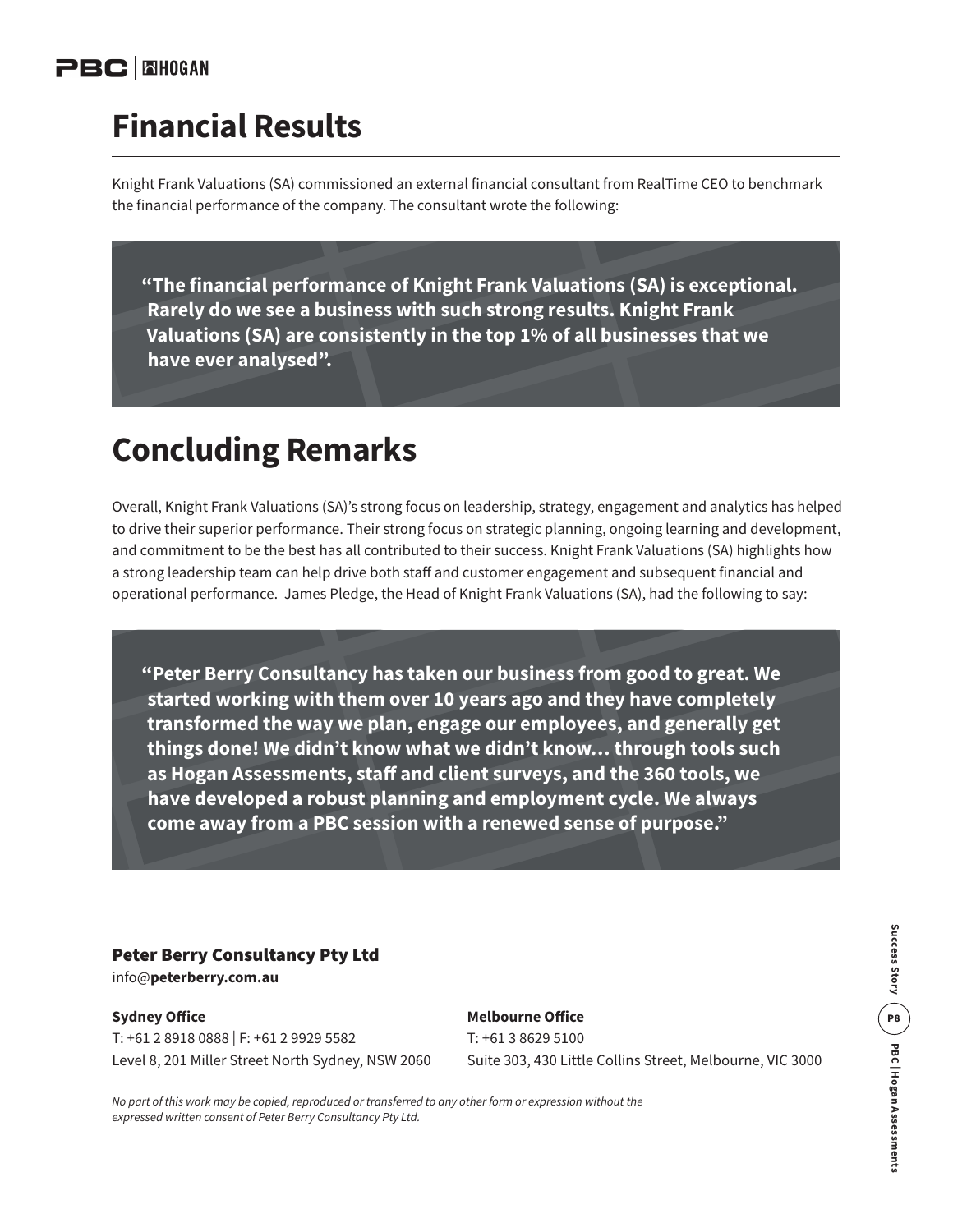# Financial Results

Knight Frank Valuations (SA) commissioned an external financial consultant from RealTime CEO to benchmark the financial performance of the company. The consultant wrote the following:

> **"The financial performance of Knight Frank Valuations (SA) is exceptional. Rarely do we see a business with such strong results. Knight Frank Valuations (SA) are consistently in the top 1% of all businesses that we have ever analysed".**

# Concluding Remarks

Overall, Knight Frank Valuations (SA)'s strong focus on leadership, strategy, engagement and analytics has helped to drive their superior performance. Their strong focus on strategic planning, ongoing learning and development, and commitment to be the best has all contributed to their success. Knight Frank Valuations (SA) highlights how a strong leadership team can help drive both staff and customer engagement and subsequent financial and operational performance. James Pledge, the Head of Knight Frank Valuations (SA), had the following to say:

> **"Peter Berry Consultancy has taken our business from good to great. We started working with them over 10 years ago and they have completely transformed the way we plan, engage our employees, and generally get things done! We didn't know what we didn't know... through tools such as Hogan Assessments, staff and client surveys, and the 360 tools, we have developed a robust planning and employment cycle. We always come away from a PBC session with a renewed sense of purpose."**

**Peter Berry Consultancy Pty Ltd**
info@**peterberry.com.au**

**Sydney Office**
T: +61 2 8918 0888 | F: +61 2 9929 5582
Level 8, 201 Miller Street North Sydney, NSW 2060

**Melbourne Office**
T: +61 3 8629 5100
Suite 303, 430 Little Collins Street, Melbourne, VIC 3000

*No part of this work may be copied, reproduced or transferred to any other form or expression without the expressed written consent of Peter Berry Consultancy Pty Ltd.*